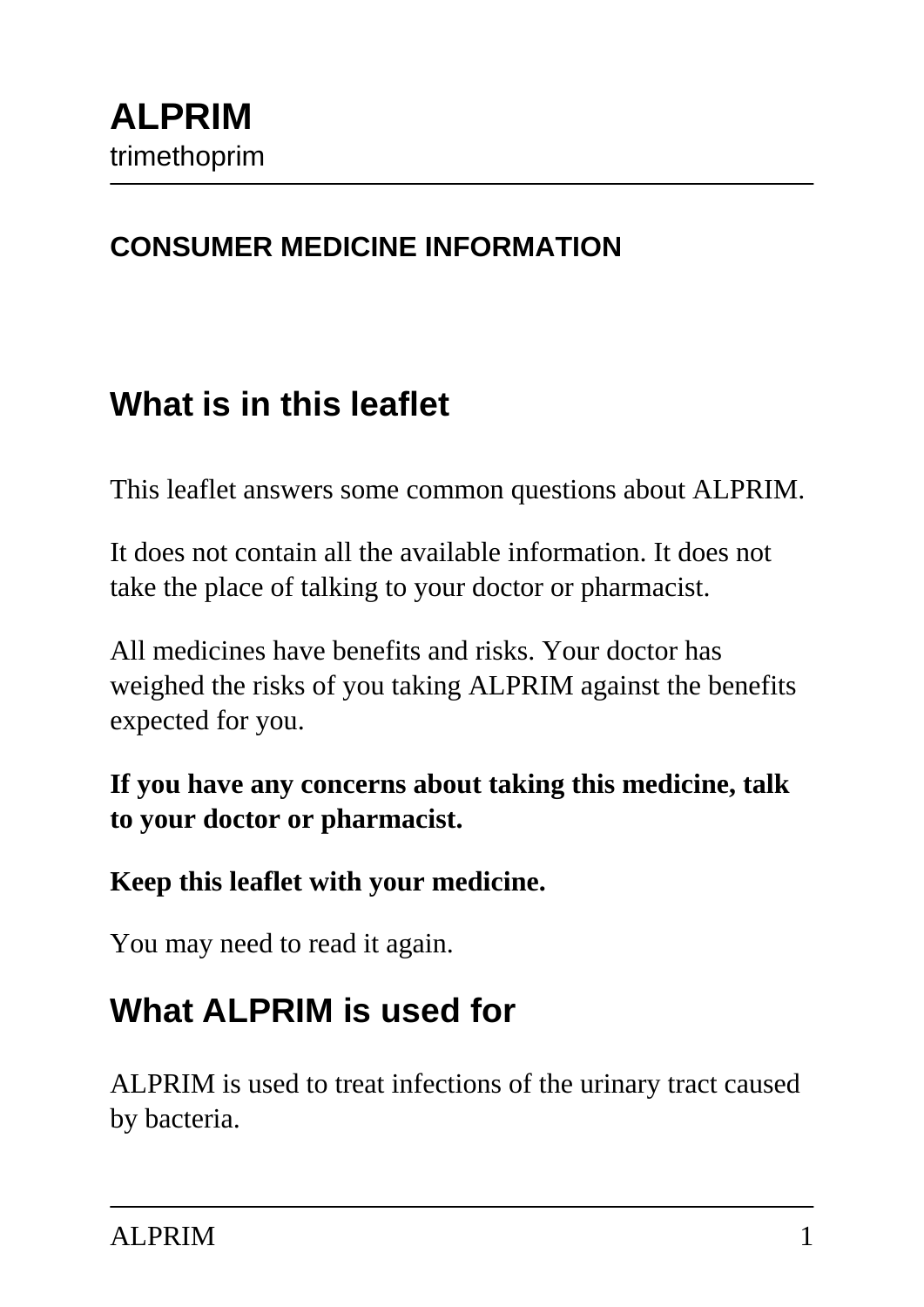# ALPRIM

trimethoprim

## CONSUMER MEDICINE INFORMATION

## What is in this leaflet

This leaflet answers some common questions about ALPRIM.

It does not contain all the available information. It does not take the place of talking to your doctor or pharmacist.

All medicines have benefits and risks. Your doctor has weighed the risks of you taking ALPRIM against the benefits expected for you.

**If you have any concerns about taking this medicine, talk to your doctor or pharmacist.**

**Keep this leaflet with your medicine.**

You may need to read it again.

## What ALPRIM is used for

ALPRIM is used to treat infections of the urinary tract caused by bacteria.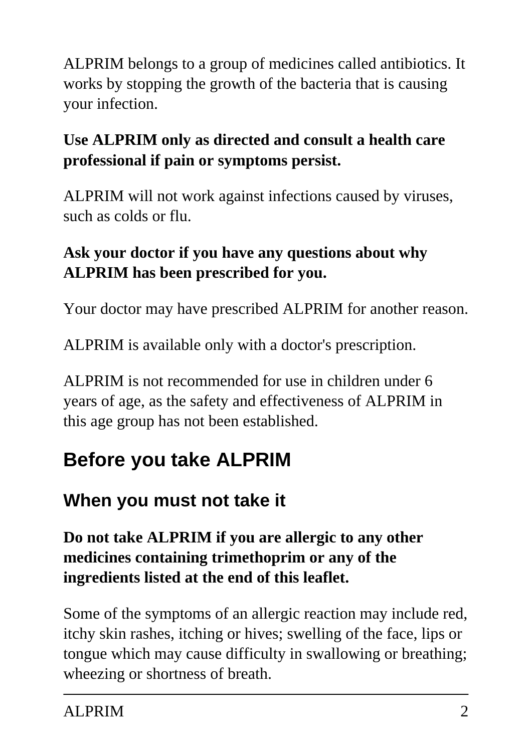ALPRIM belongs to a group of medicines called antibiotics. It works by stopping the growth of the bacteria that is causing your infection.

**Use ALPRIM only as directed and consult a health care professional if pain or symptoms persist.**

ALPRIM will not work against infections caused by viruses, such as colds or flu.

**Ask your doctor if you have any questions about why ALPRIM has been prescribed for you.**

Your doctor may have prescribed ALPRIM for another reason.

ALPRIM is available only with a doctor's prescription.

ALPRIM is not recommended for use in children under 6 years of age, as the safety and effectiveness of ALPRIM in this age group has not been established.

## Before you take ALPRIM

### When you must not take it

**Do not take ALPRIM if you are allergic to any other medicines containing trimethoprim or any of the ingredients listed at the end of this leaflet.**

Some of the symptoms of an allergic reaction may include red, itchy skin rashes, itching or hives; swelling of the face, lips or tongue which may cause difficulty in swallowing or breathing; wheezing or shortness of breath.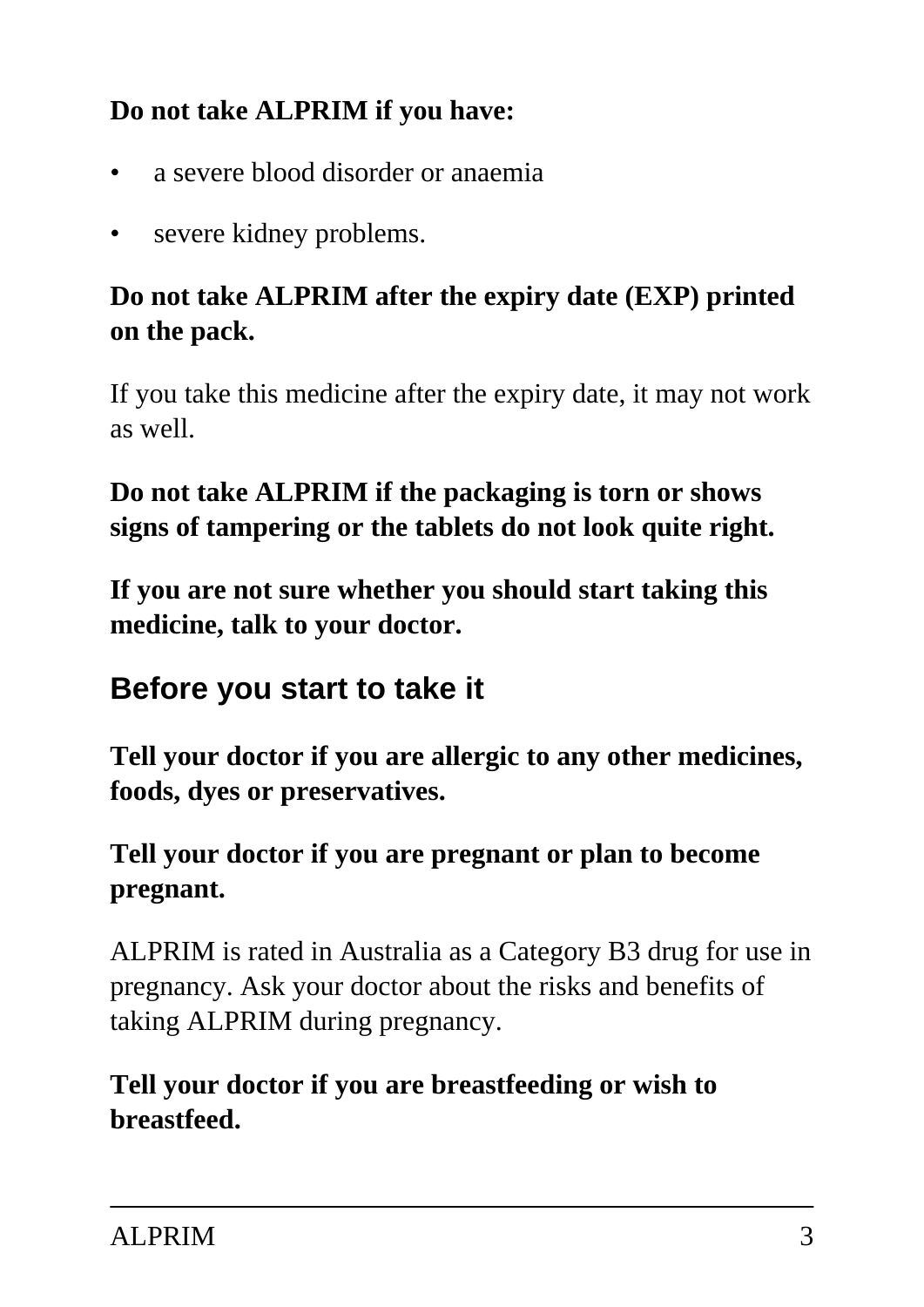**Do not take ALPRIM if you have:**

- a severe blood disorder or anaemia
- severe kidney problems.

**Do not take ALPRIM after the expiry date (EXP) printed on the pack.**

If you take this medicine after the expiry date, it may not work as well.

**Do not take ALPRIM if the packaging is torn or shows signs of tampering or the tablets do not look quite right.**

**If you are not sure whether you should start taking this medicine, talk to your doctor.**

## Before you start to take it

**Tell your doctor if you are allergic to any other medicines, foods, dyes or preservatives.**

**Tell your doctor if you are pregnant or plan to become pregnant.**

ALPRIM is rated in Australia as a Category B3 drug for use in pregnancy. Ask your doctor about the risks and benefits of taking ALPRIM during pregnancy.

**Tell your doctor if you are breastfeeding or wish to breastfeed.**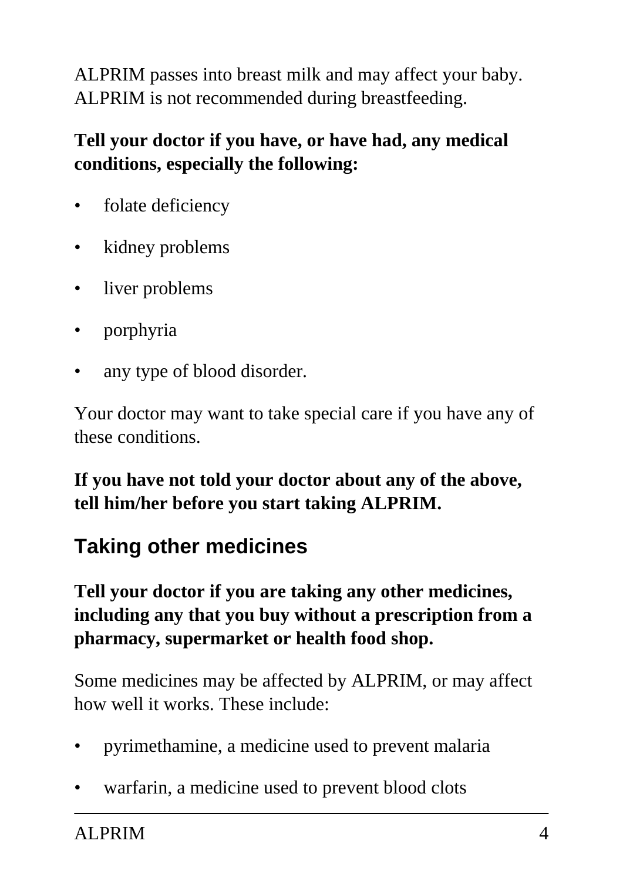ALPRIM passes into breast milk and may affect your baby. ALPRIM is not recommended during breastfeeding.

**Tell your doctor if you have, or have had, any medical conditions, especially the following:**

- folate deficiency
- kidney problems
- liver problems
- porphyria
- any type of blood disorder.

Your doctor may want to take special care if you have any of these conditions.

**If you have not told your doctor about any of the above, tell him/her before you start taking ALPRIM.**

## Taking other medicines

**Tell your doctor if you are taking any other medicines, including any that you buy without a prescription from a pharmacy, supermarket or health food shop.**

Some medicines may be affected by ALPRIM, or may affect how well it works. These include:

- pyrimethamine, a medicine used to prevent malaria
- warfarin, a medicine used to prevent blood clots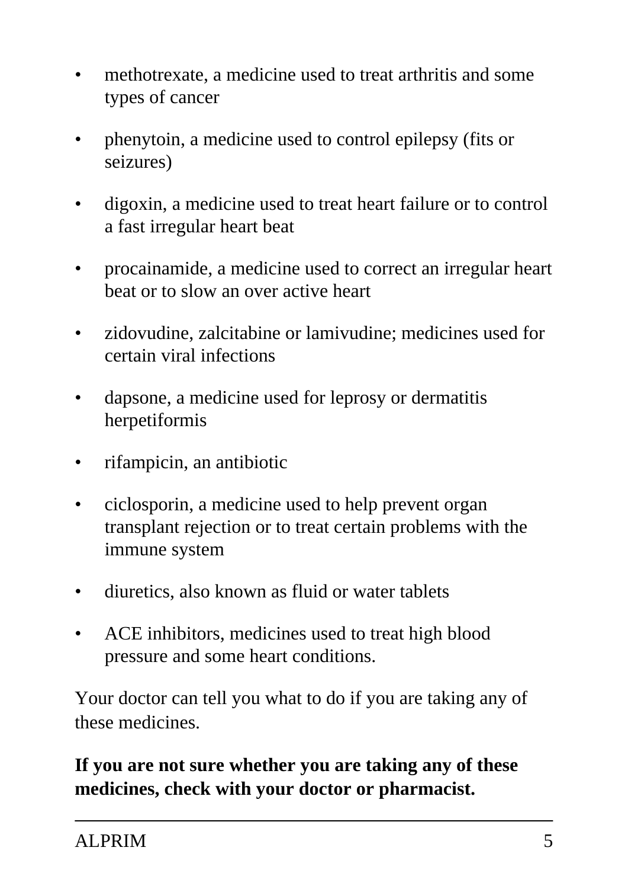- methotrexate, a medicine used to treat arthritis and some types of cancer
- phenytoin, a medicine used to control epilepsy (fits or seizures)
- digoxin, a medicine used to treat heart failure or to control a fast irregular heart beat
- procainamide, a medicine used to correct an irregular heart beat or to slow an over active heart
- zidovudine, zalcitabine or lamivudine; medicines used for certain viral infections
- dapsone, a medicine used for leprosy or dermatitis herpetiformis
- rifampicin, an antibiotic
- ciclosporin, a medicine used to help prevent organ transplant rejection or to treat certain problems with the immune system
- diuretics, also known as fluid or water tablets
- ACE inhibitors, medicines used to treat high blood pressure and some heart conditions.

Your doctor can tell you what to do if you are taking any of these medicines.

**If you are not sure whether you are taking any of these medicines, check with your doctor or pharmacist.**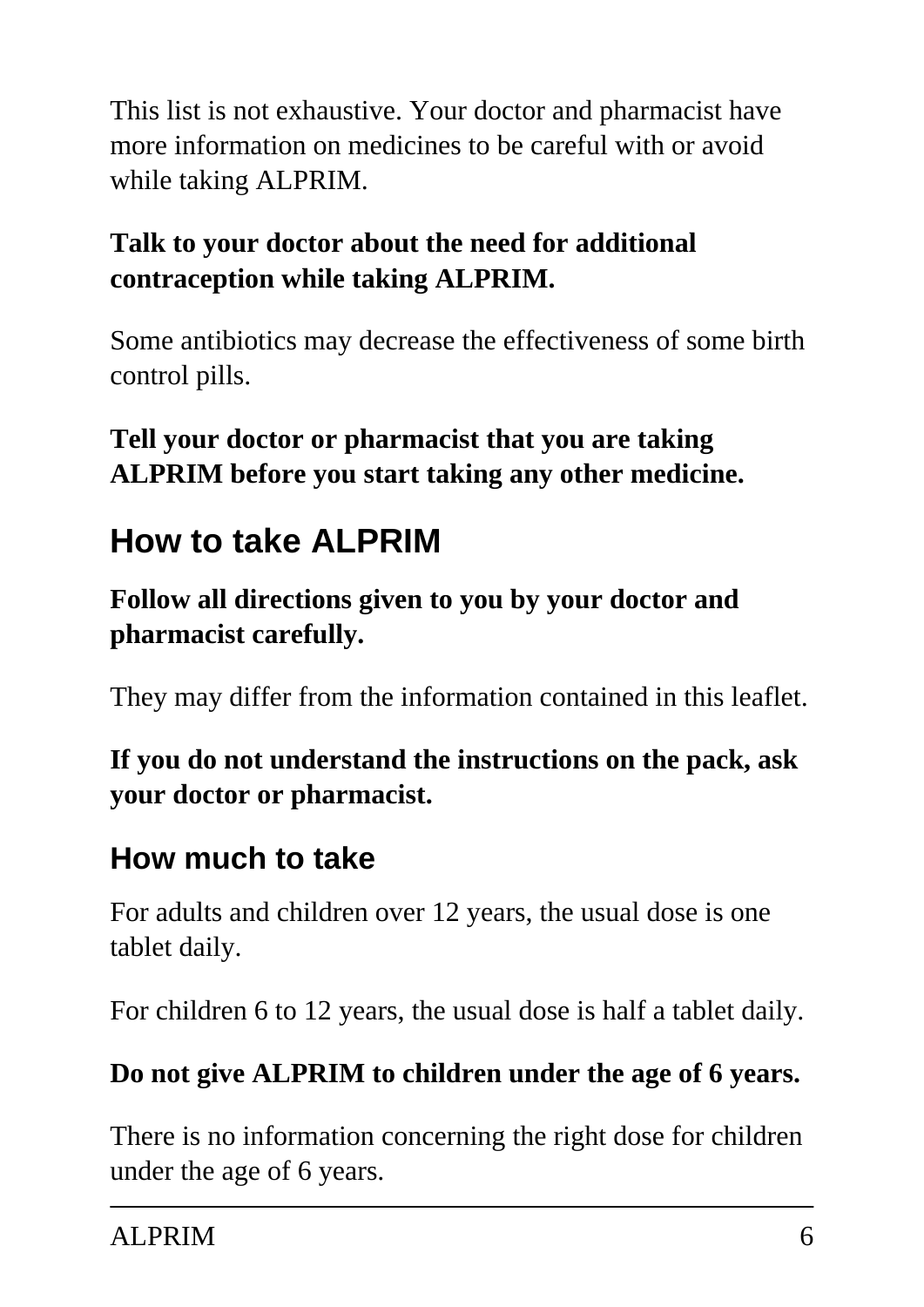This list is not exhaustive. Your doctor and pharmacist have more information on medicines to be careful with or avoid while taking ALPRIM.

**Talk to your doctor about the need for additional contraception while taking ALPRIM.**

Some antibiotics may decrease the effectiveness of some birth control pills.

**Tell your doctor or pharmacist that you are taking ALPRIM before you start taking any other medicine.**

## How to take ALPRIM

**Follow all directions given to you by your doctor and pharmacist carefully.**

They may differ from the information contained in this leaflet.

**If you do not understand the instructions on the pack, ask your doctor or pharmacist.**

### How much to take

For adults and children over 12 years, the usual dose is one tablet daily.

For children 6 to 12 years, the usual dose is half a tablet daily.

**Do not give ALPRIM to children under the age of 6 years.**

There is no information concerning the right dose for children under the age of 6 years.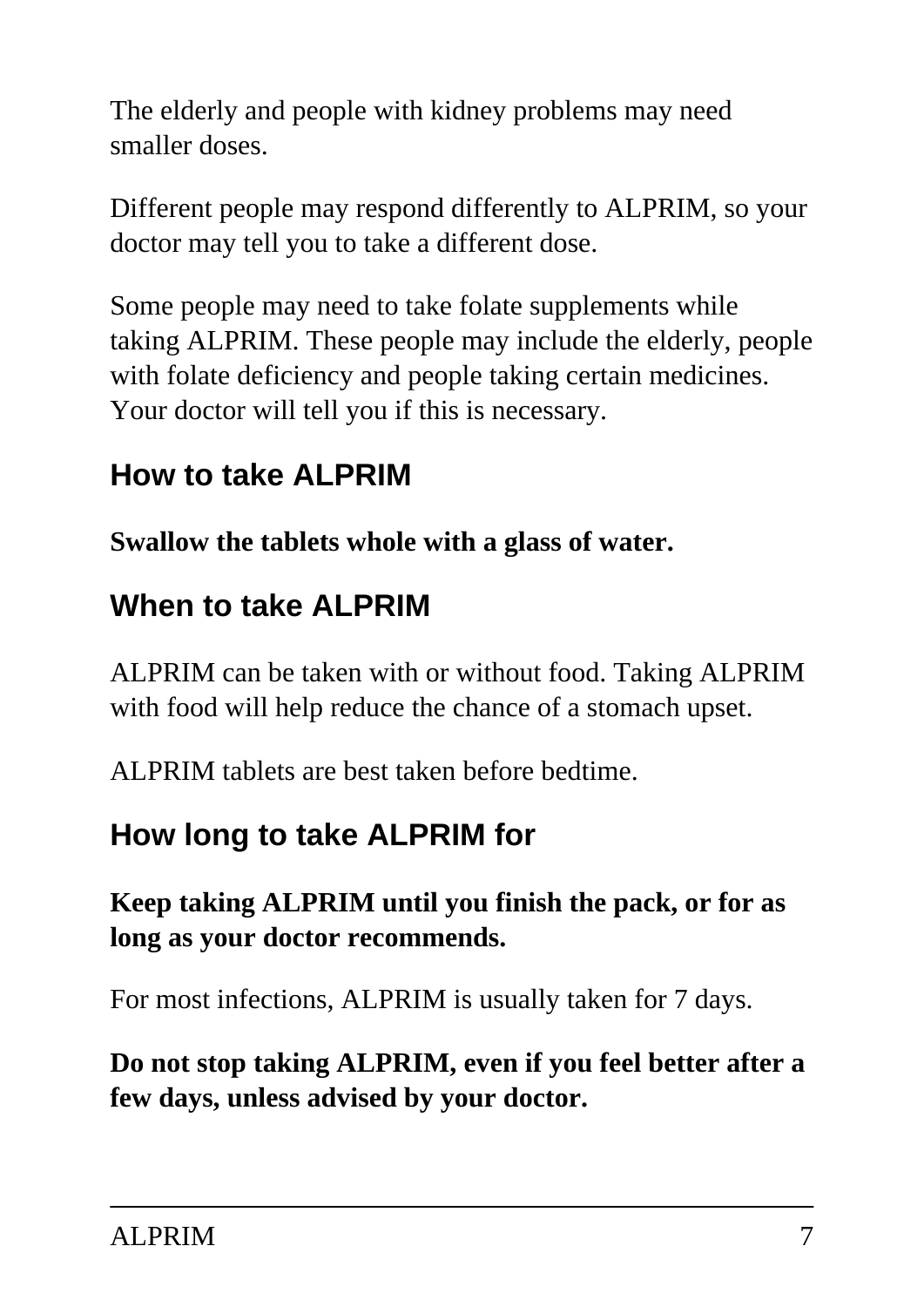The elderly and people with kidney problems may need smaller doses.

Different people may respond differently to ALPRIM, so your doctor may tell you to take a different dose.

Some people may need to take folate supplements while taking ALPRIM. These people may include the elderly, people with folate deficiency and people taking certain medicines. Your doctor will tell you if this is necessary.

## How to take ALPRIM

**Swallow the tablets whole with a glass of water.**

## When to take ALPRIM

ALPRIM can be taken with or without food. Taking ALPRIM with food will help reduce the chance of a stomach upset.

ALPRIM tablets are best taken before bedtime.

## How long to take ALPRIM for

**Keep taking ALPRIM until you finish the pack, or for as long as your doctor recommends.**

For most infections, ALPRIM is usually taken for 7 days.

**Do not stop taking ALPRIM, even if you feel better after a few days, unless advised by your doctor.**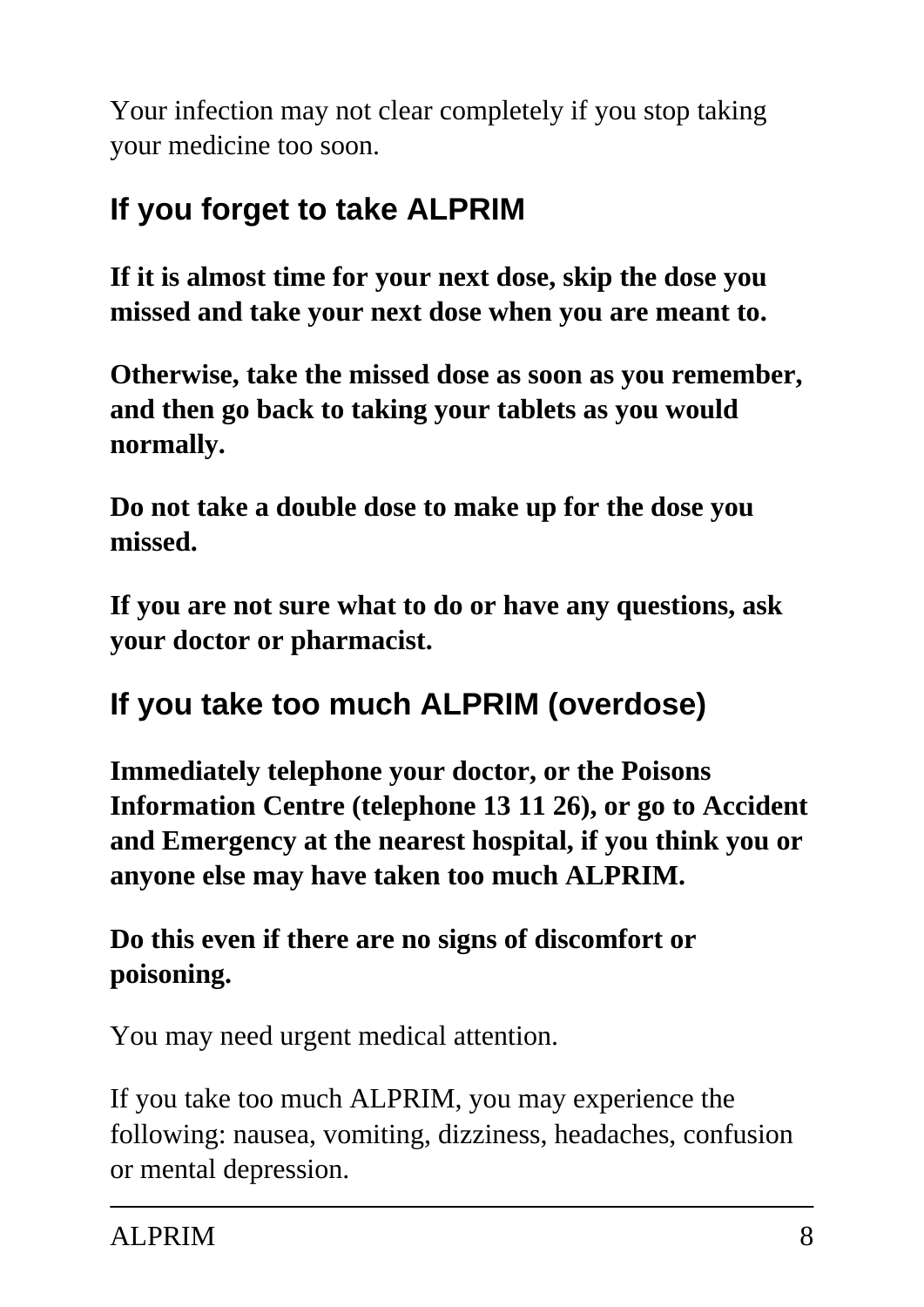Your infection may not clear completely if you stop taking your medicine too soon.

## If you forget to take ALPRIM

**If it is almost time for your next dose, skip the dose you missed and take your next dose when you are meant to.**

**Otherwise, take the missed dose as soon as you remember, and then go back to taking your tablets as you would normally.**

**Do not take a double dose to make up for the dose you missed.**

**If you are not sure what to do or have any questions, ask your doctor or pharmacist.**

## If you take too much ALPRIM (overdose)

**Immediately telephone your doctor, or the Poisons Information Centre (telephone 13 11 26), or go to Accident and Emergency at the nearest hospital, if you think you or anyone else may have taken too much ALPRIM.**

**Do this even if there are no signs of discomfort or poisoning.**

You may need urgent medical attention.

If you take too much ALPRIM, you may experience the following: nausea, vomiting, dizziness, headaches, confusion or mental depression.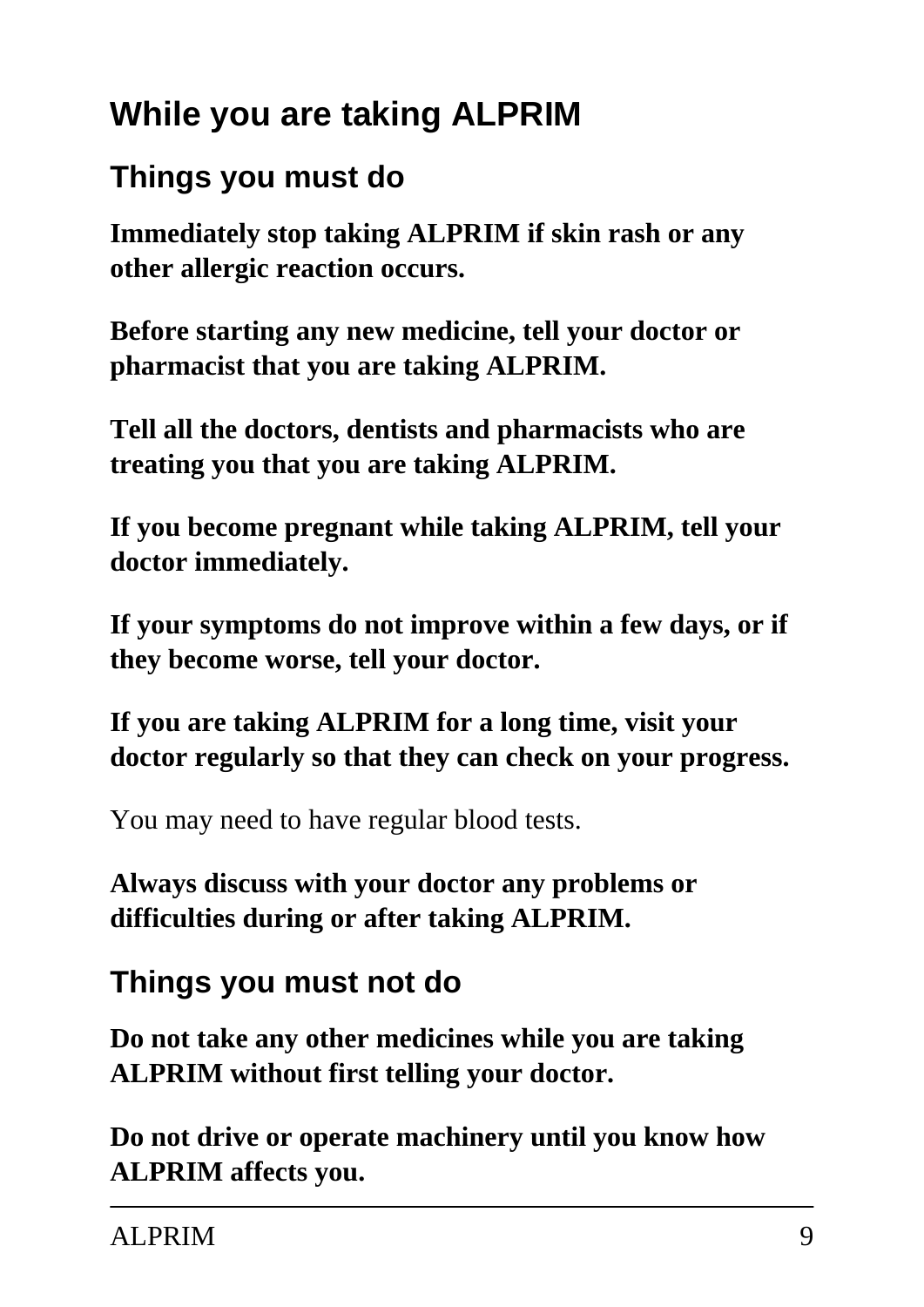## While you are taking ALPRIM

### Things you must do

**Immediately stop taking ALPRIM if skin rash or any other allergic reaction occurs.**

**Before starting any new medicine, tell your doctor or pharmacist that you are taking ALPRIM.**

**Tell all the doctors, dentists and pharmacists who are treating you that you are taking ALPRIM.**

**If you become pregnant while taking ALPRIM, tell your doctor immediately.**

**If your symptoms do not improve within a few days, or if they become worse, tell your doctor.**

**If you are taking ALPRIM for a long time, visit your doctor regularly so that they can check on your progress.**

You may need to have regular blood tests.

**Always discuss with your doctor any problems or difficulties during or after taking ALPRIM.**

### Things you must not do

**Do not take any other medicines while you are taking ALPRIM without first telling your doctor.**

**Do not drive or operate machinery until you know how ALPRIM affects you.**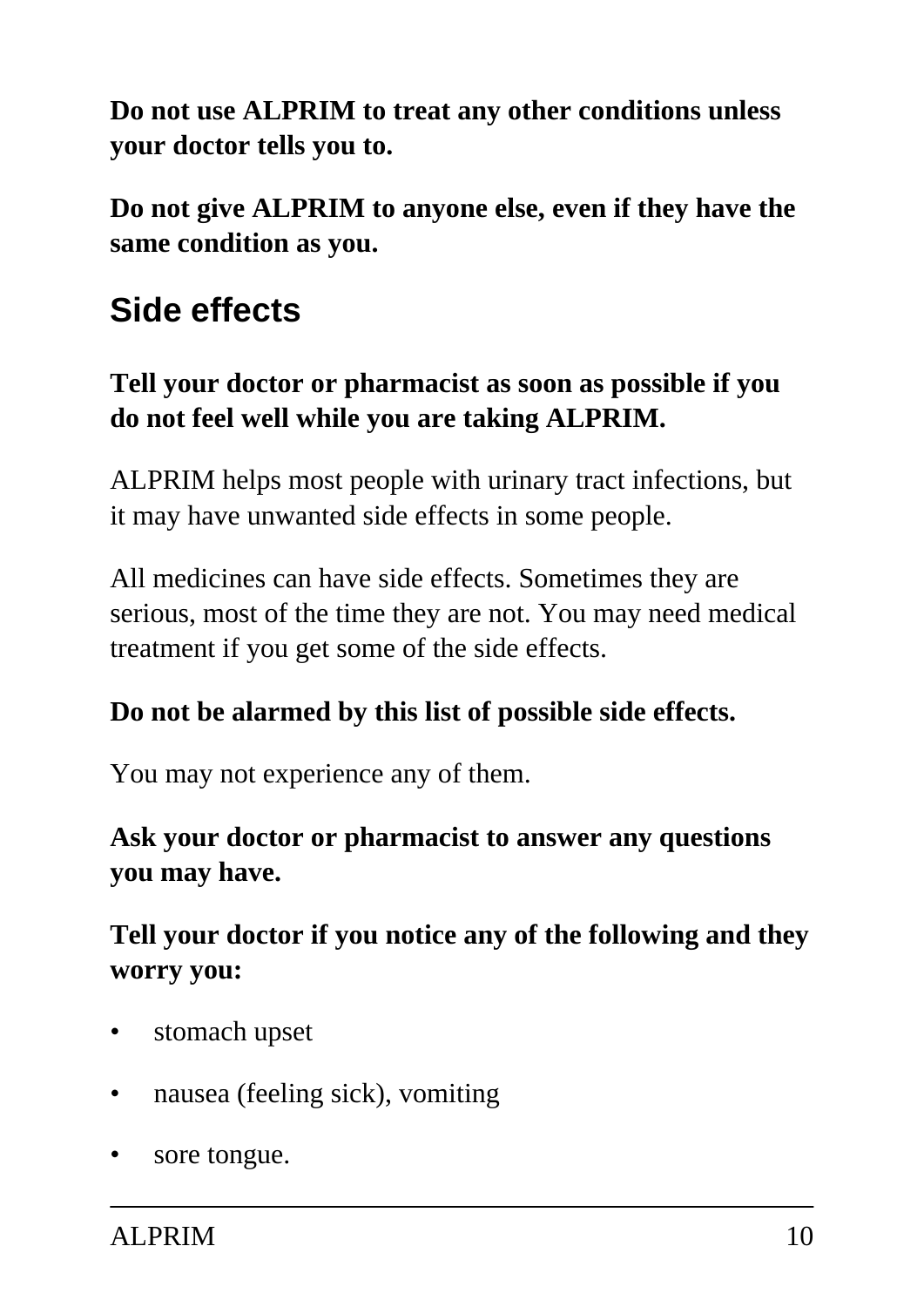**Do not use ALPRIM to treat any other conditions unless your doctor tells you to.**

**Do not give ALPRIM to anyone else, even if they have the same condition as you.**

## Side effects

**Tell your doctor or pharmacist as soon as possible if you do not feel well while you are taking ALPRIM.**

ALPRIM helps most people with urinary tract infections, but it may have unwanted side effects in some people.

All medicines can have side effects. Sometimes they are serious, most of the time they are not. You may need medical treatment if you get some of the side effects.

**Do not be alarmed by this list of possible side effects.**

You may not experience any of them.

**Ask your doctor or pharmacist to answer any questions you may have.**

**Tell your doctor if you notice any of the following and they worry you:**

- stomach upset
- nausea (feeling sick), vomiting
- sore tongue.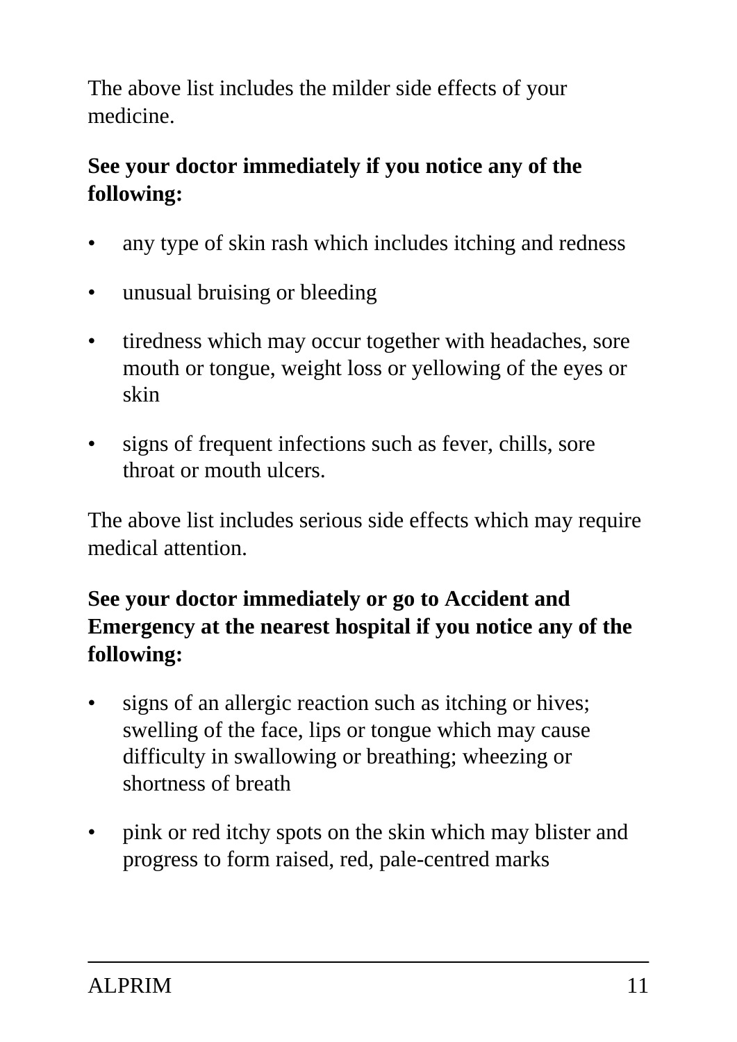The above list includes the milder side effects of your medicine.

**See your doctor immediately if you notice any of the following:**

- any type of skin rash which includes itching and redness
- unusual bruising or bleeding
- tiredness which may occur together with headaches, sore mouth or tongue, weight loss or yellowing of the eyes or skin
- signs of frequent infections such as fever, chills, sore throat or mouth ulcers.

The above list includes serious side effects which may require medical attention.

**See your doctor immediately or go to Accident and Emergency at the nearest hospital if you notice any of the following:**

- signs of an allergic reaction such as itching or hives; swelling of the face, lips or tongue which may cause difficulty in swallowing or breathing; wheezing or shortness of breath
- pink or red itchy spots on the skin which may blister and progress to form raised, red, pale-centred marks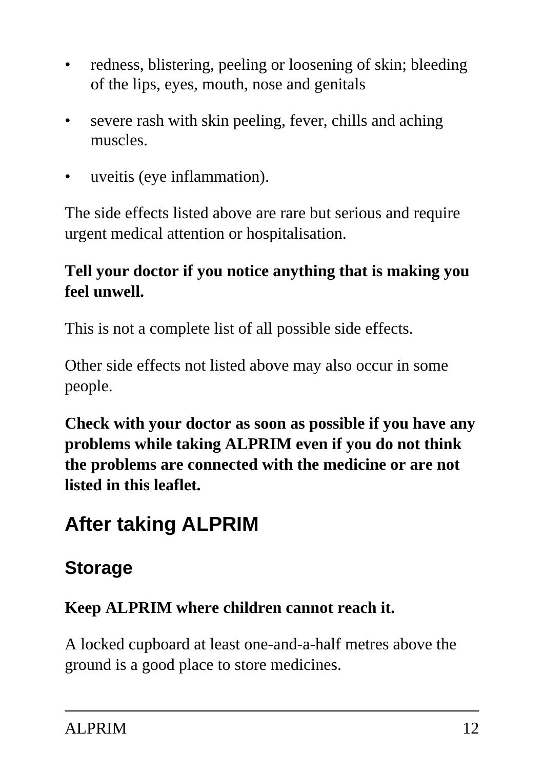- redness, blistering, peeling or loosening of skin; bleeding of the lips, eyes, mouth, nose and genitals
- severe rash with skin peeling, fever, chills and aching muscles.
- uveitis (eye inflammation).

The side effects listed above are rare but serious and require urgent medical attention or hospitalisation.

**Tell your doctor if you notice anything that is making you feel unwell.**

This is not a complete list of all possible side effects.

Other side effects not listed above may also occur in some people.

**Check with your doctor as soon as possible if you have any problems while taking ALPRIM even if you do not think the problems are connected with the medicine or are not listed in this leaflet.**

## After taking ALPRIM

### Storage

**Keep ALPRIM where children cannot reach it.**

A locked cupboard at least one-and-a-half metres above the ground is a good place to store medicines.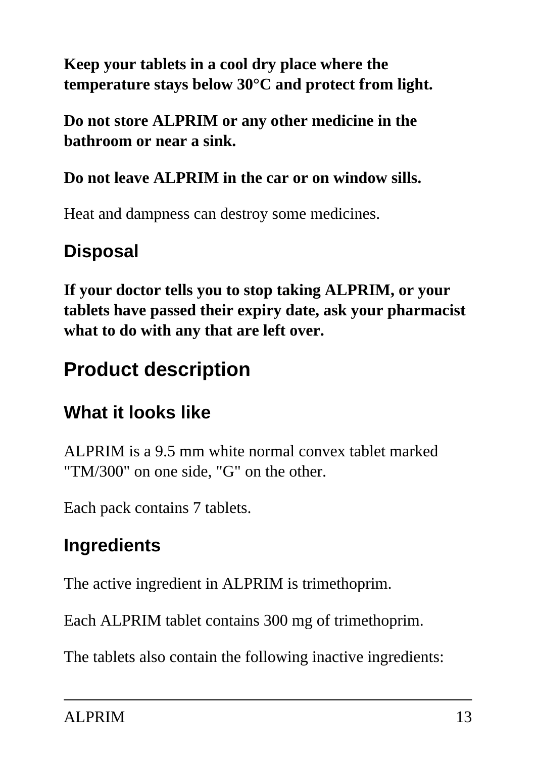**Keep your tablets in a cool dry place where the temperature stays below 30°C and protect from light.**

**Do not store ALPRIM or any other medicine in the bathroom or near a sink.**

**Do not leave ALPRIM in the car or on window sills.**

Heat and dampness can destroy some medicines.

### Disposal

**If your doctor tells you to stop taking ALPRIM, or your tablets have passed their expiry date, ask your pharmacist what to do with any that are left over.**

## Product description

### What it looks like

ALPRIM is a 9.5 mm white normal convex tablet marked "TM/300" on one side, "G" on the other.

Each pack contains 7 tablets.

### Ingredients

The active ingredient in ALPRIM is trimethoprim.

Each ALPRIM tablet contains 300 mg of trimethoprim.

The tablets also contain the following inactive ingredients: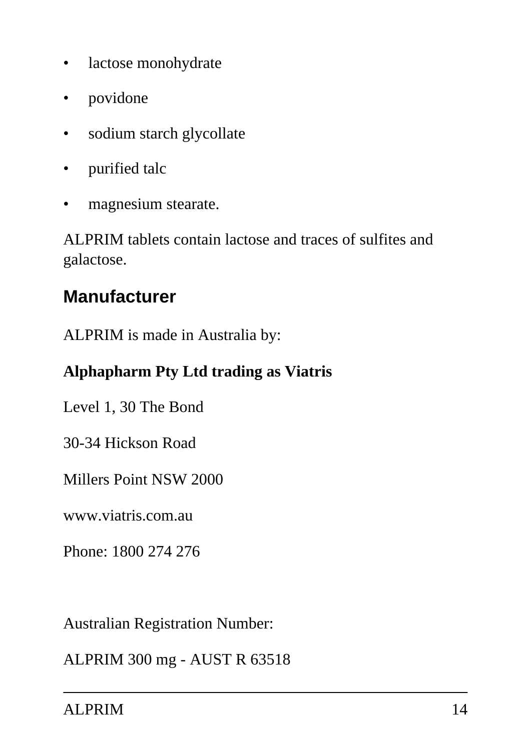- lactose monohydrate
- povidone
- sodium starch glycollate
- purified talc
- magnesium stearate.

ALPRIM tablets contain lactose and traces of sulfites and galactose.

## Manufacturer

ALPRIM is made in Australia by:

**Alphapharm Pty Ltd trading as Viatris**

Level 1, 30 The Bond

30-34 Hickson Road

Millers Point NSW 2000

www.viatris.com.au

Phone: 1800 274 276

Australian Registration Number:

ALPRIM 300 mg - AUST R 63518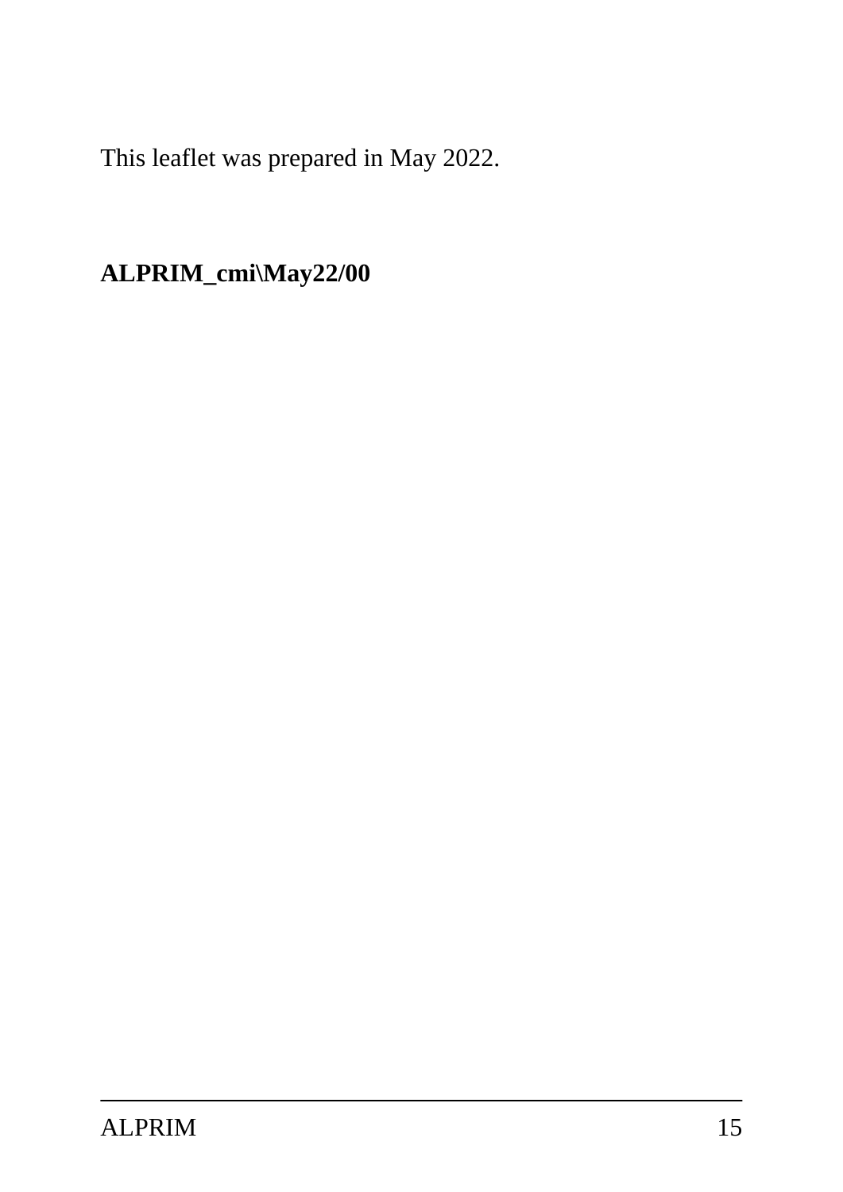This leaflet was prepared in May 2022.

**ALPRIM_cmi\May22/00**